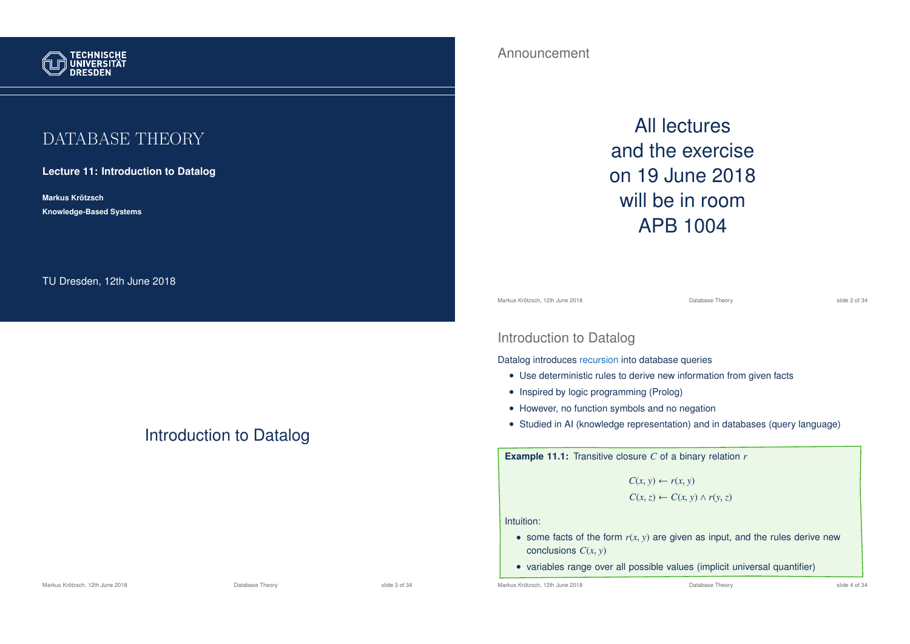TECHNISCHE UNIVERSITÄT DRESDEN

# DATABASE THEORY

**Lecture 11: Introduction to Datalog**

**Markus Krötzsch**

**Knowledge-Based Systems**

TU Dresden, 12th June 2018

## Announcement

All lectures and the exercise on 19 June 2018 will be in room APB 1004

# Introduction to Datalog

## Introduction to Datalog

Datalog introduces recursion into database queries

- Use deterministic rules to derive new information from given facts
- Inspired by logic programming (Prolog)
- However, no function symbols and no negation
- Studied in AI (knowledge representation) and in databases (query language)

**Example 11.1:** Transitive closure $C$ of a binary relation $r$

$$C(x, y) \leftarrow r(x, y)$$
$$C(x, z) \leftarrow C(x, y) \land r(y, z)$$

Intuition:

- some facts of the form $r(x, y)$ are given as input, and the rules derive new conclusions $C(x, y)$
- variables range over all possible values (implicit universal quantifier)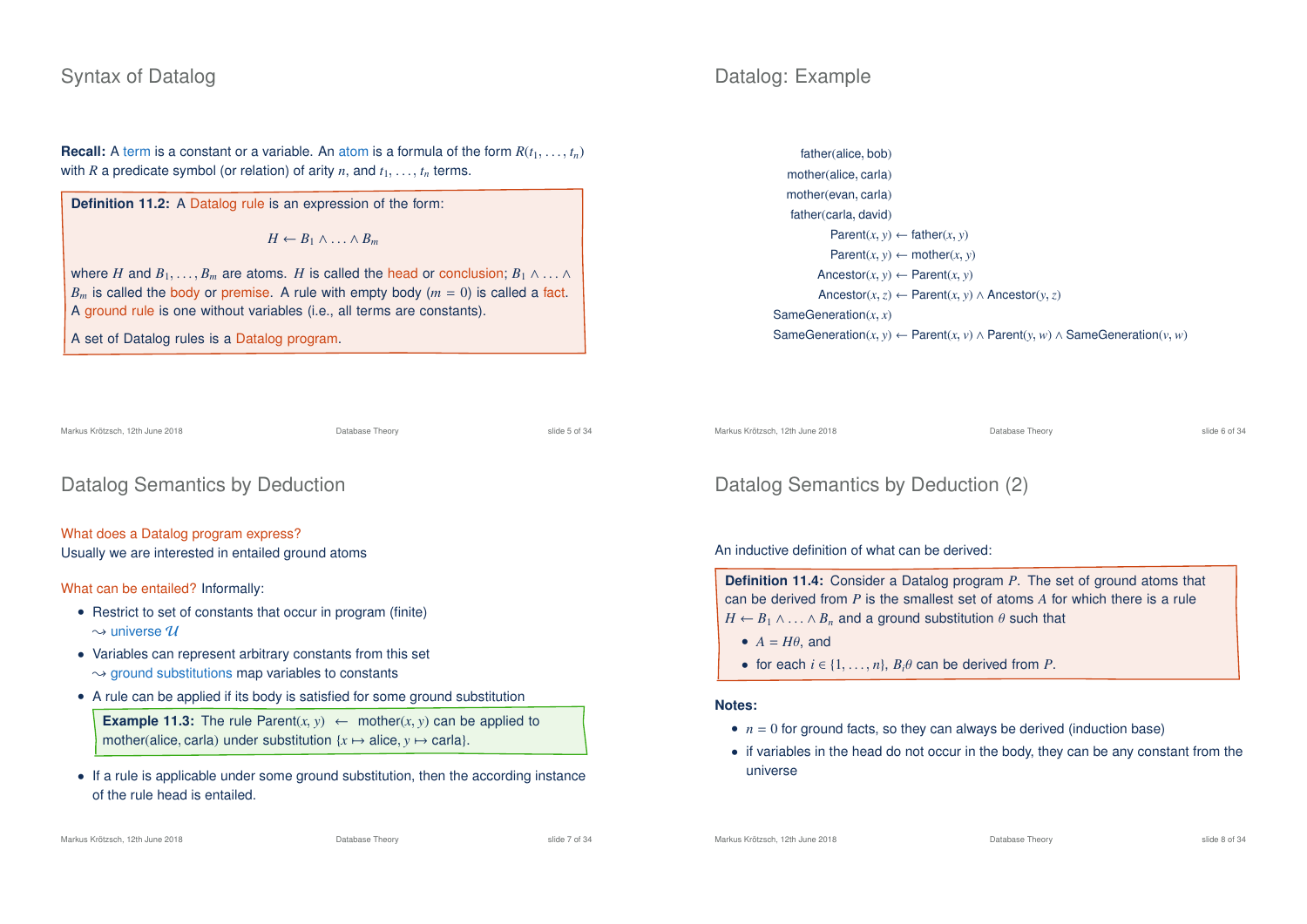## Syntax of Datalog

**Recall:** A term is a constant or a variable. An atom is a formula of the form $R(t_1, \ldots, t_n)$ with $R$ a predicate symbol (or relation) of arity $n$, and $t_1, \ldots, t_n$ terms.

**Definition 11.2:** A Datalog rule is an expression of the form:

$$H \leftarrow B_1 \wedge \ldots \wedge B_m$$

where $H$ and $B_1, \ldots, B_m$ are atoms. $H$ is called the head or conclusion; $B_1 \wedge \ldots \wedge B_m$ is called the body or premise. A rule with empty body ($m = 0$) is called a fact. A ground rule is one without variables (i.e., all terms are constants).

A set of Datalog rules is a Datalog program.

## Datalog: Example

$$
\begin{aligned}
&\text{father(alice, bob)} \\
&\text{mother(alice, carla)} \\
&\text{mother(evan, carla)} \\
&\text{father(carla, david)} \\
&\text{Parent}(x, y) \leftarrow \text{father}(x, y) \\
&\text{Parent}(x, y) \leftarrow \text{mother}(x, y) \\
&\text{Ancestor}(x, y) \leftarrow \text{Parent}(x, y) \\
&\text{Ancestor}(x, z) \leftarrow \text{Parent}(x, y) \wedge \text{Ancestor}(y, z) \\
&\text{SameGeneration}(x, x) \\
&\text{SameGeneration}(x, y) \leftarrow \text{Parent}(x, v) \wedge \text{Parent}(y, w) \wedge \text{SameGeneration}(v, w)
\end{aligned}
$$

## Datalog Semantics by Deduction

What does a Datalog program express?
Usually we are interested in entailed ground atoms

What can be entailed? Informally:

- Restrict to set of constants that occur in program (finite)
  $\leadsto$ universe $\mathcal{U}$
- Variables can represent arbitrary constants from this set
  $\leadsto$ ground substitutions map variables to constants
- A rule can be applied if its body is satisfied for some ground substitution

  **Example 11.3:** The rule $\text{Parent}(x, y) \leftarrow \text{mother}(x, y)$ can be applied to mother(alice, carla) under substitution $\{x \mapsto \text{alice}, y \mapsto \text{carla}\}$.

- If a rule is applicable under some ground substitution, then the according instance of the rule head is entailed.

## Datalog Semantics by Deduction (2)

An inductive definition of what can be derived:

**Definition 11.4:** Consider a Datalog program $P$. The set of ground atoms that can be derived from $P$ is the smallest set of atoms $A$ for which there is a rule $H \leftarrow B_1 \wedge \ldots \wedge B_n$ and a ground substitution $\theta$ such that

- $A = H\theta$, and
- for each $i \in \{1, \ldots, n\}$, $B_i\theta$ can be derived from $P$.

**Notes:**

- $n = 0$ for ground facts, so they can always be derived (induction base)
- if variables in the head do not occur in the body, they can be any constant from the universe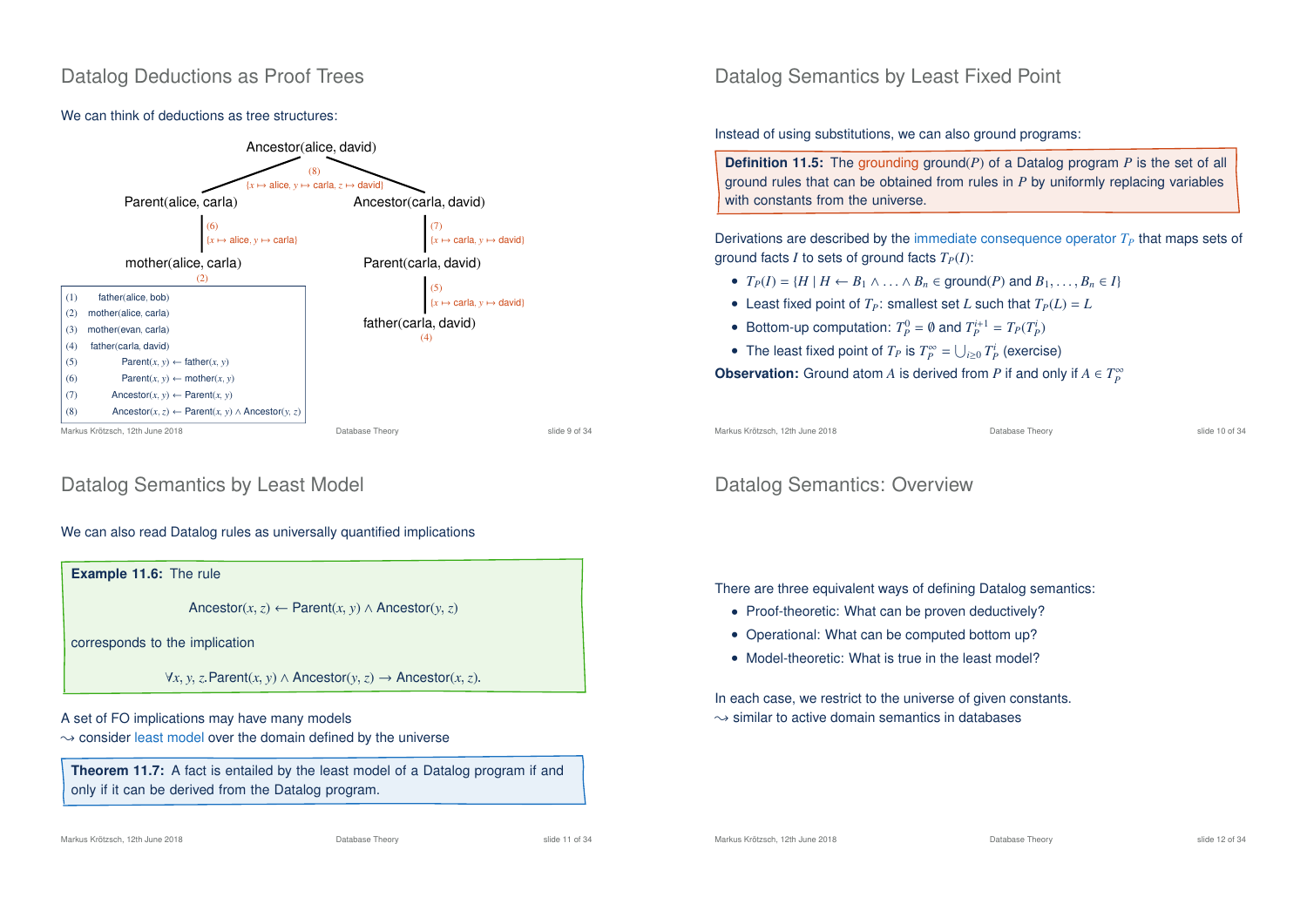## Datalog Deductions as Proof Trees

We can think of deductions as tree structures:

- Ancestor(alice, david) — by (8) with $\{x \mapsto \text{alice}, y \mapsto \text{carla}, z \mapsto \text{david}\}$
  - Parent(alice, carla) — by (6) with $\{x \mapsto \text{alice}, y \mapsto \text{carla}\}$
    - mother(alice, carla) — (2)
  - Ancestor(carla, david) — by (7) with $\{x \mapsto \text{carla}, y \mapsto \text{david}\}$
    - Parent(carla, david) — by (5) with $\{x \mapsto \text{carla}, y \mapsto \text{david}\}$
      - father(carla, david) — (4)

| | |
|---|---|
| (1) | father(alice, bob) |
| (2) | mother(alice, carla) |
| (3) | mother(evan, carla) |
| (4) | father(carla, david) |
| (5) | Parent$(x, y)$ ← father$(x, y)$ |
| (6) | Parent$(x, y)$ ← mother$(x, y)$ |
| (7) | Ancestor$(x, y)$ ← Parent$(x, y)$ |
| (8) | Ancestor$(x, z)$ ← Parent$(x, y)$ ∧ Ancestor$(y, z)$ |

## Datalog Semantics by Least Fixed Point

Instead of using substitutions, we can also ground programs:

**Definition 11.5:** The grounding ground$(P)$ of a Datalog program $P$ is the set of all ground rules that can be obtained from rules in $P$ by uniformly replacing variables with constants from the universe.

Derivations are described by the immediate consequence operator $T_P$ that maps sets of ground facts $I$ to sets of ground facts $T_P(I)$:

- $T_P(I) = \{H \mid H \leftarrow B_1 \wedge \ldots \wedge B_n \in \text{ground}(P) \text{ and } B_1, \ldots, B_n \in I\}$
- Least fixed point of $T_P$: smallest set $L$ such that $T_P(L) = L$
- Bottom-up computation: $T_P^0 = \emptyset$ and $T_P^{i+1} = T_P(T_P^i)$
- The least fixed point of $T_P$ is $T_P^\infty = \bigcup_{i \geq 0} T_P^i$ (exercise)

**Observation:** Ground atom $A$ is derived from $P$ if and only if $A \in T_P^\infty$

## Datalog Semantics by Least Model

We can also read Datalog rules as universally quantified implications

**Example 11.6:** The rule

$$\text{Ancestor}(x, z) \leftarrow \text{Parent}(x, y) \wedge \text{Ancestor}(y, z)$$

corresponds to the implication

$$\forall x, y, z. \text{Parent}(x, y) \wedge \text{Ancestor}(y, z) \rightarrow \text{Ancestor}(x, z).$$

A set of FO implications may have many models
⇝ consider least model over the domain defined by the universe

**Theorem 11.7:** A fact is entailed by the least model of a Datalog program if and only if it can be derived from the Datalog program.

## Datalog Semantics: Overview

There are three equivalent ways of defining Datalog semantics:

- Proof-theoretic: What can be proven deductively?
- Operational: What can be computed bottom up?
- Model-theoretic: What is true in the least model?

In each case, we restrict to the universe of given constants.
⇝ similar to active domain semantics in databases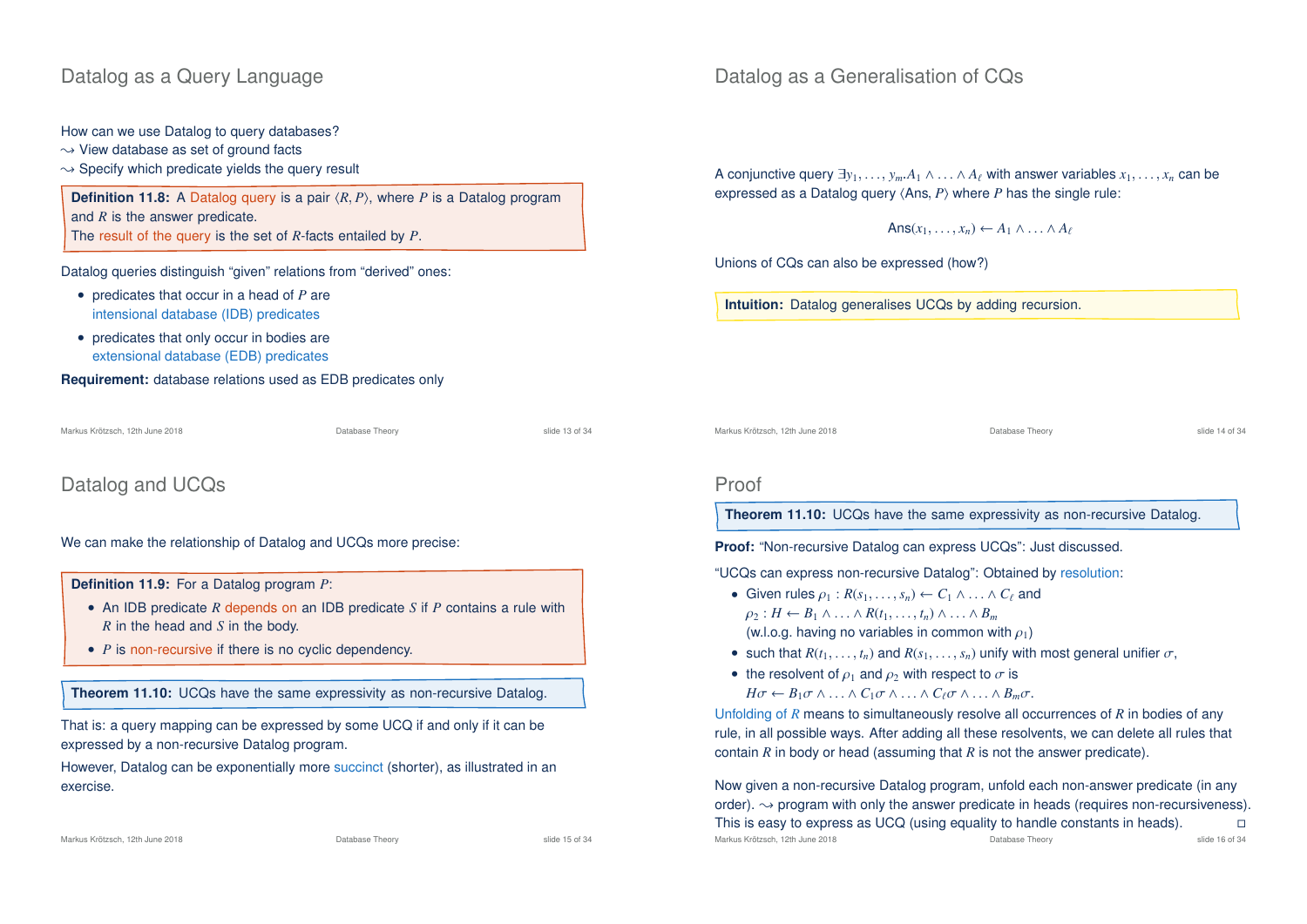## Datalog as a Query Language

How can we use Datalog to query databases?
⇝ View database as set of ground facts
⇝ Specify which predicate yields the query result

**Definition 11.8:** A Datalog query is a pair $\langle R, P \rangle$, where $P$ is a Datalog program and $R$ is the answer predicate.
The result of the query is the set of $R$-facts entailed by $P$.

Datalog queries distinguish "given" relations from "derived" ones:

- predicates that occur in a head of $P$ are intensional database (IDB) predicates
- predicates that only occur in bodies are extensional database (EDB) predicates

**Requirement:** database relations used as EDB predicates only

## Datalog as a Generalisation of CQs

A conjunctive query $\exists y_1, \ldots, y_m. A_1 \wedge \ldots \wedge A_\ell$ with answer variables $x_1, \ldots, x_n$ can be expressed as a Datalog query $\langle \mathsf{Ans}, P \rangle$ where $P$ has the single rule:

$$\mathsf{Ans}(x_1, \ldots, x_n) \leftarrow A_1 \wedge \ldots \wedge A_\ell$$

Unions of CQs can also be expressed (how?)

**Intuition:** Datalog generalises UCQs by adding recursion.

## Datalog and UCQs

We can make the relationship of Datalog and UCQs more precise:

**Definition 11.9:** For a Datalog program $P$:

- An IDB predicate $R$ depends on an IDB predicate $S$ if $P$ contains a rule with $R$ in the head and $S$ in the body.
- $P$ is non-recursive if there is no cyclic dependency.

**Theorem 11.10:** UCQs have the same expressivity as non-recursive Datalog.

That is: a query mapping can be expressed by some UCQ if and only if it can be expressed by a non-recursive Datalog program.

However, Datalog can be exponentially more succinct (shorter), as illustrated in an exercise.

## Proof

**Theorem 11.10:** UCQs have the same expressivity as non-recursive Datalog.

**Proof:** "Non-recursive Datalog can express UCQs": Just discussed.

"UCQs can express non-recursive Datalog": Obtained by resolution:

- Given rules $\rho_1 : R(s_1, \ldots, s_n) \leftarrow C_1 \wedge \ldots \wedge C_\ell$ and $\rho_2 : H \leftarrow B_1 \wedge \ldots \wedge R(t_1, \ldots, t_n) \wedge \ldots \wedge B_m$ (w.l.o.g. having no variables in common with $\rho_1$)
- such that $R(t_1, \ldots, t_n)$ and $R(s_1, \ldots, s_n)$ unify with most general unifier $\sigma$,
- the resolvent of $\rho_1$ and $\rho_2$ with respect to $\sigma$ is $H\sigma \leftarrow B_1\sigma \wedge \ldots \wedge C_1\sigma \wedge \ldots \wedge C_\ell\sigma \wedge \ldots \wedge B_m\sigma$.

Unfolding of $R$ means to simultaneously resolve all occurrences of $R$ in bodies of any rule, in all possible ways. After adding all these resolvents, we can delete all rules that contain $R$ in body or head (assuming that $R$ is not the answer predicate).

Now given a non-recursive Datalog program, unfold each non-answer predicate (in any order). ⇝ program with only the answer predicate in heads (requires non-recursiveness). This is easy to express as UCQ (using equality to handle constants in heads). □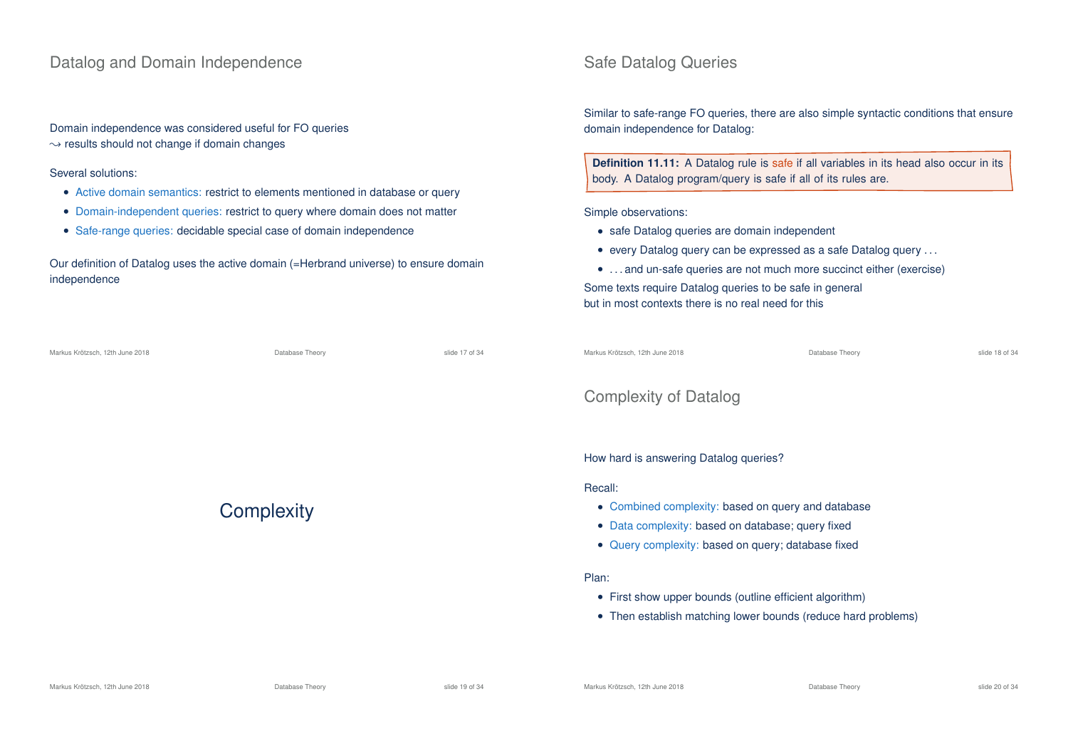## Datalog and Domain Independence

Domain independence was considered useful for FO queries
$\leadsto$ results should not change if domain changes

Several solutions:

- Active domain semantics: restrict to elements mentioned in database or query
- Domain-independent queries: restrict to query where domain does not matter
- Safe-range queries: decidable special case of domain independence

Our definition of Datalog uses the active domain (=Herbrand universe) to ensure domain independence

## Safe Datalog Queries

Similar to safe-range FO queries, there are also simple syntactic conditions that ensure domain independence for Datalog:

**Definition 11.11:** A Datalog rule is safe if all variables in its head also occur in its body. A Datalog program/query is safe if all of its rules are.

Simple observations:

- safe Datalog queries are domain independent
- every Datalog query can be expressed as a safe Datalog query . . .
- . . . and un-safe queries are not much more succinct either (exercise)

Some texts require Datalog queries to be safe in general
but in most contexts there is no real need for this

# Complexity

## Complexity of Datalog

How hard is answering Datalog queries?

Recall:

- Combined complexity: based on query and database
- Data complexity: based on database; query fixed
- Query complexity: based on query; database fixed

Plan:

- First show upper bounds (outline efficient algorithm)
- Then establish matching lower bounds (reduce hard problems)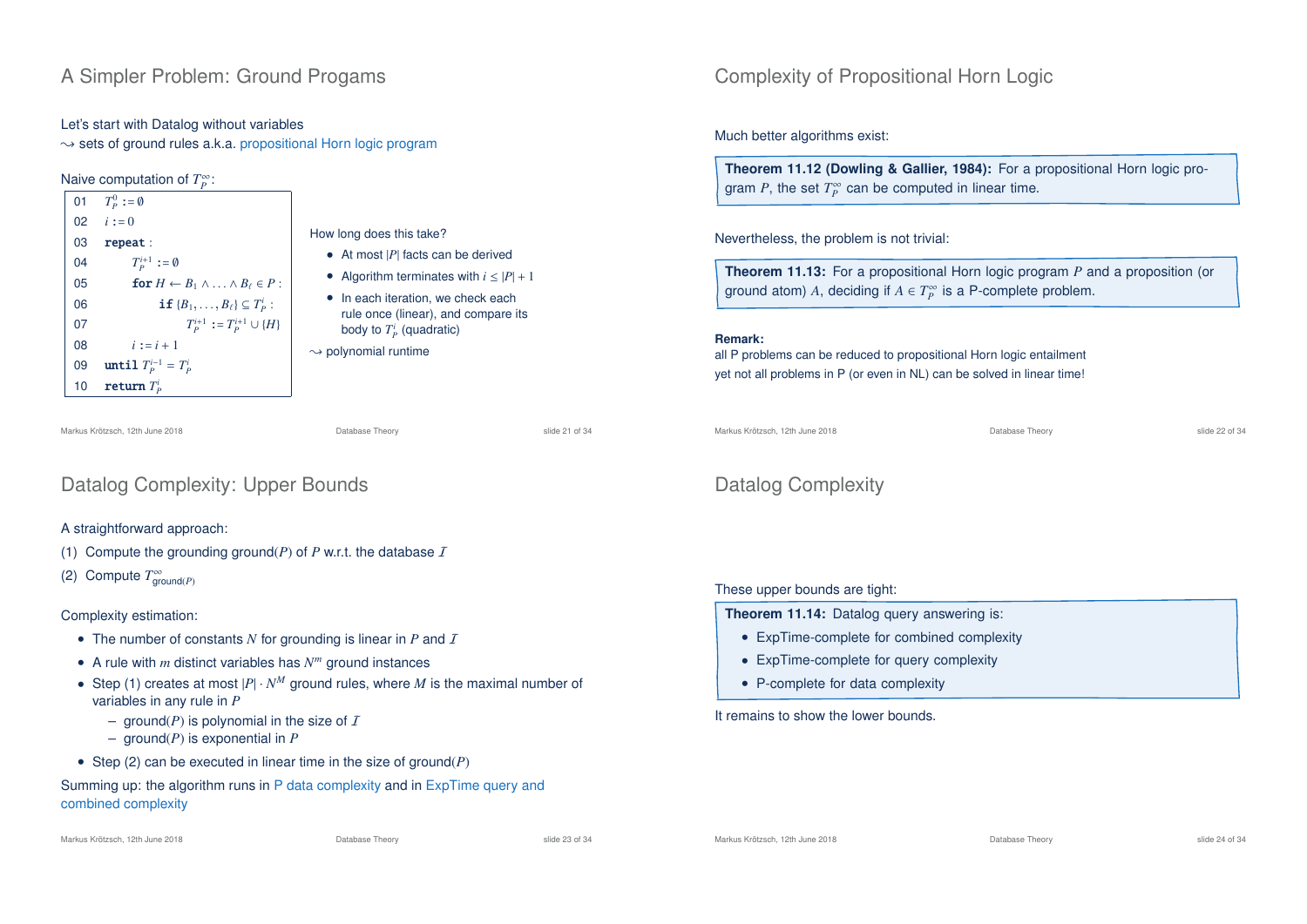## A Simpler Problem: Ground Progams

Let's start with Datalog without variables
⇝ sets of ground rules a.k.a. propositional Horn logic program

Naive computation of $T_P^\infty$:

```
01  T_P^0 := ∅
02  i := 0
03  repeat :
04      T_P^{i+1} := ∅
05      for H ← B_1 ∧ ... ∧ B_ℓ ∈ P :
06          if {B_1, ..., B_ℓ} ⊆ T_P^i :
07              T_P^{i+1} := T_P^{i+1} ∪ {H}
08      i := i + 1
09  until T_P^{i-1} = T_P^i
10  return T_P^i
```

How long does this take?

- At most $|P|$ facts can be derived
- Algorithm terminates with $i \leq |P| + 1$
- In each iteration, we check each rule once (linear), and compare its body to $T_P^i$ (quadratic)

⇝ polynomial runtime

## Complexity of Propositional Horn Logic

Much better algorithms exist:

**Theorem 11.12 (Dowling & Gallier, 1984):** For a propositional Horn logic program $P$, the set $T_P^\infty$ can be computed in linear time.

Nevertheless, the problem is not trivial:

**Theorem 11.13:** For a propositional Horn logic program $P$ and a proposition (or ground atom) $A$, deciding if $A \in T_P^\infty$ is a P-complete problem.

**Remark:**
all P problems can be reduced to propositional Horn logic entailment
yet not all problems in P (or even in NL) can be solved in linear time!

## Datalog Complexity: Upper Bounds

A straightforward approach:

(1) Compute the grounding ground($P$) of $P$ w.r.t. the database $\mathcal{I}$

(2) Compute $T^\infty_{\text{ground}(P)}$

Complexity estimation:

- The number of constants $N$ for grounding is linear in $P$ and $\mathcal{I}$
- A rule with $m$ distinct variables has $N^m$ ground instances
- Step (1) creates at most $|P| \cdot N^M$ ground rules, where $M$ is the maximal number of variables in any rule in $P$
  - ground($P$) is polynomial in the size of $\mathcal{I}$
  - ground($P$) is exponential in $P$
- Step (2) can be executed in linear time in the size of ground($P$)

Summing up: the algorithm runs in P data complexity and in ExpTime query and combined complexity

## Datalog Complexity

These upper bounds are tight:

**Theorem 11.14:** Datalog query answering is:

- ExpTime-complete for combined complexity
- ExpTime-complete for query complexity
- P-complete for data complexity

It remains to show the lower bounds.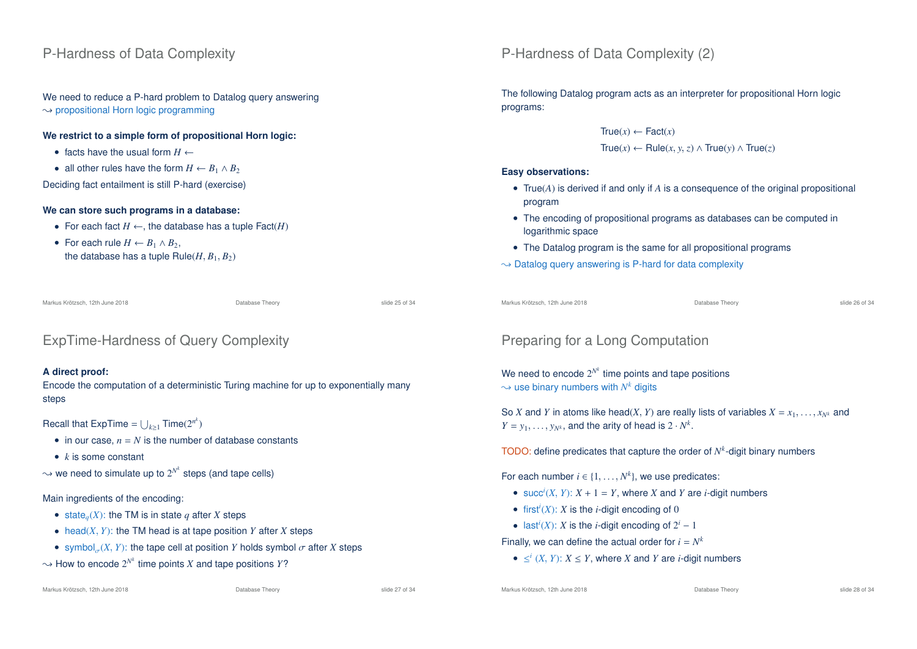## P-Hardness of Data Complexity

We need to reduce a P-hard problem to Datalog query answering
$\leadsto$ propositional Horn logic programming

**We restrict to a simple form of propositional Horn logic:**

- facts have the usual form $H \leftarrow$
- all other rules have the form $H \leftarrow B_1 \wedge B_2$

Deciding fact entailment is still P-hard (exercise)

**We can store such programs in a database:**

- For each fact $H \leftarrow$, the database has a tuple Fact($H$)
- For each rule $H \leftarrow B_1 \wedge B_2$,
  the database has a tuple Rule($H, B_1, B_2$)

## P-Hardness of Data Complexity (2)

The following Datalog program acts as an interpreter for propositional Horn logic programs:

$$\mathsf{True}(x) \leftarrow \mathsf{Fact}(x)$$
$$\mathsf{True}(x) \leftarrow \mathsf{Rule}(x, y, z) \wedge \mathsf{True}(y) \wedge \mathsf{True}(z)$$

**Easy observations:**

- True($A$) is derived if and only if $A$ is a consequence of the original propositional program
- The encoding of propositional programs as databases can be computed in logarithmic space
- The Datalog program is the same for all propositional programs

$\leadsto$ Datalog query answering is P-hard for data complexity

## ExpTime-Hardness of Query Complexity

**A direct proof:**
Encode the computation of a deterministic Turing machine for up to exponentially many steps

Recall that ExpTime $= \bigcup_{k \geq 1}$ Time($2^{n^k}$)

- in our case, $n = N$ is the number of database constants
- $k$ is some constant

$\leadsto$ we need to simulate up to $2^{N^k}$ steps (and tape cells)

Main ingredients of the encoding:

- state$_q(X)$: the TM is in state $q$ after $X$ steps
- head($X, Y$): the TM head is at tape position $Y$ after $X$ steps
- symbol$_\sigma(X, Y)$: the tape cell at position $Y$ holds symbol $\sigma$ after $X$ steps

$\leadsto$ How to encode $2^{N^k}$ time points $X$ and tape positions $Y$?

## Preparing for a Long Computation

We need to encode $2^{N^k}$ time points and tape positions
$\leadsto$ use binary numbers with $N^k$ digits

So $X$ and $Y$ in atoms like head($X, Y$) are really lists of variables $X = x_1, \ldots, x_{N^k}$ and $Y = y_1, \ldots, y_{N^k}$, and the arity of head is $2 \cdot N^k$.

TODO: define predicates that capture the order of $N^k$-digit binary numbers

For each number $i \in \{1, \ldots, N^k\}$, we use predicates:

- succ$^i(X, Y)$: $X + 1 = Y$, where $X$ and $Y$ are $i$-digit numbers
- first$^i(X)$: $X$ is the $i$-digit encoding of $0$
- last$^i(X)$: $X$ is the $i$-digit encoding of $2^i - 1$

Finally, we can define the actual order for $i = N^k$

- $\leq^i (X, Y)$: $X \leq Y$, where $X$ and $Y$ are $i$-digit numbers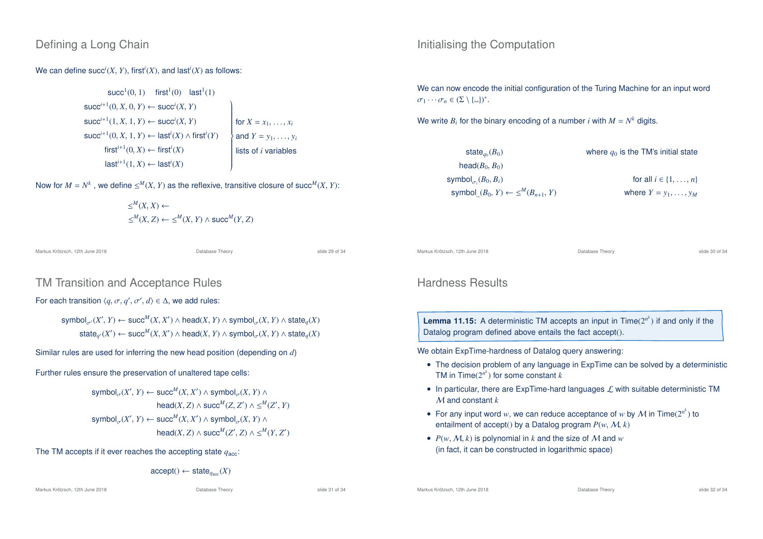## Defining a Long Chain

We can define $\mathsf{succ}^i(X, Y)$, $\mathsf{first}^i(X)$, and $\mathsf{last}^i(X)$ as follows:

$$
\begin{aligned}
&\mathsf{succ}^1(0, 1) \quad \mathsf{first}^1(0) \quad \mathsf{last}^1(1) \\
&\mathsf{succ}^{i+1}(0, X, 0, Y) \leftarrow \mathsf{succ}^i(X, Y) \\
&\mathsf{succ}^{i+1}(1, X, 1, Y) \leftarrow \mathsf{succ}^i(X, Y) \\
&\mathsf{succ}^{i+1}(0, X, 1, Y) \leftarrow \mathsf{last}^i(X) \wedge \mathsf{first}^i(Y) \\
&\mathsf{first}^{i+1}(0, X) \leftarrow \mathsf{first}^i(X) \\
&\mathsf{last}^{i+1}(1, X) \leftarrow \mathsf{last}^i(X)
\end{aligned}
\quad
\left.\right\} \text{for } X = x_1, \ldots, x_i \text{ and } Y = y_1, \ldots, y_i \text{ lists of } i \text{ variables}
$$

Now for $M = N^k$ , we define $\leq^M(X, Y)$ as the reflexive, transitive closure of $\mathsf{succ}^M(X, Y)$:

$$
\begin{aligned}
&\leq^M(X, X) \leftarrow \\
&\leq^M(X, Z) \leftarrow \leq^M(X, Y) \wedge \mathsf{succ}^M(Y, Z)
\end{aligned}
$$

## Initialising the Computation

We can now encode the initial configuration of the Turing Machine for an input word $\sigma_1 \cdots \sigma_n \in (\Sigma \setminus \{\llcorner\!\lrcorner\})^*$.

We write $B_i$ for the binary encoding of a number $i$ with $M = N^k$ digits.

| | |
|---|---|
| $\mathsf{state}_{q_0}(B_0)$ | where $q_0$ is the TM's initial state |
| $\mathsf{head}(B_0, B_0)$ | |
| $\mathsf{symbol}_{\sigma_i}(B_0, B_i)$ | for all $i \in \{1, \ldots, n\}$ |
| $\mathsf{symbol}_{\llcorner\!\lrcorner}(B_0, Y) \leftarrow \leq^M(B_{n+1}, Y)$ | where $Y = y_1, \ldots, y_M$ |

## TM Transition and Acceptance Rules

For each transition $\langle q, \sigma, q', \sigma', d\rangle \in \Delta$, we add rules:

$$
\begin{aligned}
\mathsf{symbol}_{\sigma'}(X', Y) &\leftarrow \mathsf{succ}^M(X, X') \wedge \mathsf{head}(X, Y) \wedge \mathsf{symbol}_{\sigma}(X, Y) \wedge \mathsf{state}_q(X) \\
\mathsf{state}_{q'}(X') &\leftarrow \mathsf{succ}^M(X, X') \wedge \mathsf{head}(X, Y) \wedge \mathsf{symbol}_{\sigma}(X, Y) \wedge \mathsf{state}_q(X)
\end{aligned}
$$

Similar rules are used for inferring the new head position (depending on $d$)

Further rules ensure the preservation of unaltered tape cells:

$$
\begin{aligned}
\mathsf{symbol}_{\sigma}(X', Y) &\leftarrow \mathsf{succ}^M(X, X') \wedge \mathsf{symbol}_{\sigma}(X, Y) \wedge \\
&\qquad \mathsf{head}(X, Z) \wedge \mathsf{succ}^M(Z, Z') \wedge \leq^M(Z', Y) \\
\mathsf{symbol}_{\sigma}(X', Y) &\leftarrow \mathsf{succ}^M(X, X') \wedge \mathsf{symbol}_{\sigma}(X, Y) \wedge \\
&\qquad \mathsf{head}(X, Z) \wedge \mathsf{succ}^M(Z', Z) \wedge \leq^M(Y, Z')
\end{aligned}
$$

The TM accepts if it ever reaches the accepting state $q_{\mathsf{acc}}$:

$$
\mathsf{accept}() \leftarrow \mathsf{state}_{q_{\mathsf{acc}}}(X)
$$

## Hardness Results

**Lemma 11.15:** A deterministic TM accepts an input in $\mathsf{Time}(2^{n^k})$ if and only if the Datalog program defined above entails the fact $\mathsf{accept}()$.

We obtain ExpTime-hardness of Datalog query answering:

- The decision problem of any language in ExpTime can be solved by a deterministic TM in $\mathsf{Time}(2^{n^k})$ for some constant $k$
- In particular, there are ExpTime-hard languages $\mathcal{L}$ with suitable deterministic TM $\mathcal{M}$ and constant $k$
- For any input word $w$, we can reduce acceptance of $w$ by $\mathcal{M}$ in $\mathsf{Time}(2^{n^k})$ to entailment of $\mathsf{accept}()$ by a Datalog program $P(w, \mathcal{M}, k)$
- $P(w, \mathcal{M}, k)$ is polynomial in $k$ and the size of $\mathcal{M}$ and $w$ (in fact, it can be constructed in logarithmic space)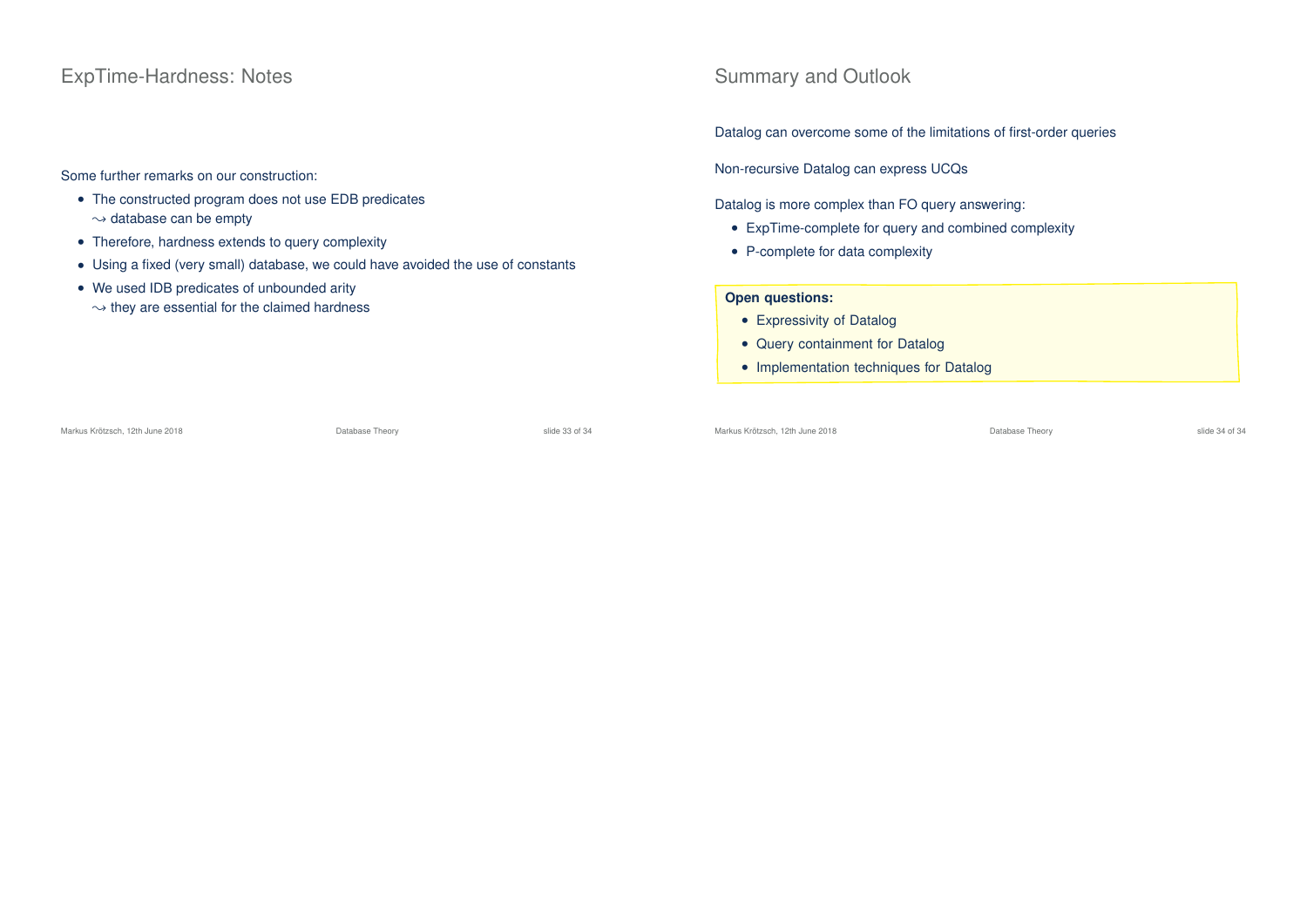## ExpTime-Hardness: Notes

Some further remarks on our construction:

- The constructed program does not use EDB predicates
  $\rightsquigarrow$ database can be empty
- Therefore, hardness extends to query complexity
- Using a fixed (very small) database, we could have avoided the use of constants
- We used IDB predicates of unbounded arity
  $\rightsquigarrow$ they are essential for the claimed hardness

## Summary and Outlook

Datalog can overcome some of the limitations of first-order queries

Non-recursive Datalog can express UCQs

Datalog is more complex than FO query answering:

- ExpTime-complete for query and combined complexity
- P-complete for data complexity

**Open questions:**

- Expressivity of Datalog
- Query containment for Datalog
- Implementation techniques for Datalog